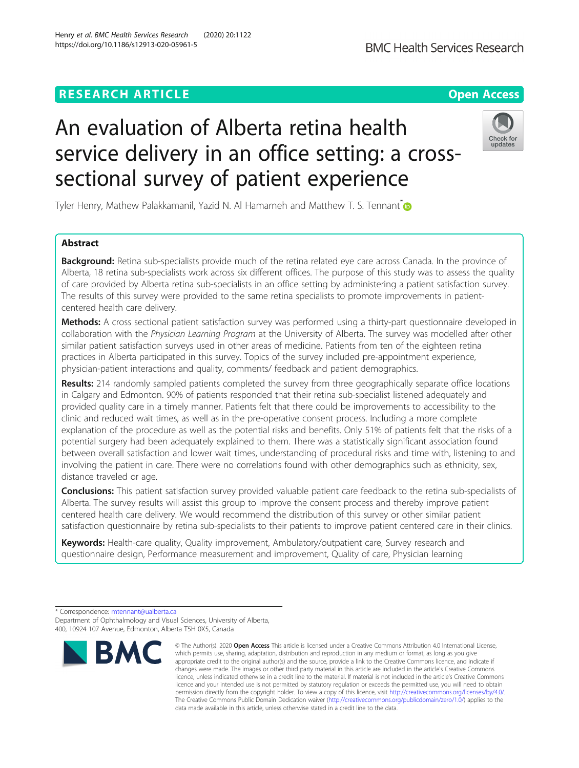RESEARCH ARTICLE

Open Access

# An evaluation of Alberta retina health service delivery in an office setting: a cross-sectional survey of patient experience

Tyler Henry, Mathew Palakkamanil, Yazid N. Al Hamarneh and Matthew T. S. Tennant*

## Abstract

**Background:** Retina sub-specialists provide much of the retina related eye care across Canada. In the province of Alberta, 18 retina sub-specialists work across six different offices. The purpose of this study was to assess the quality of care provided by Alberta retina sub-specialists in an office setting by administering a patient satisfaction survey. The results of this survey were provided to the same retina specialists to promote improvements in patient-centered health care delivery.

**Methods:** A cross sectional patient satisfaction survey was performed using a thirty-part questionnaire developed in collaboration with the *Physician Learning Program* at the University of Alberta. The survey was modelled after other similar patient satisfaction surveys used in other areas of medicine. Patients from ten of the eighteen retina practices in Alberta participated in this survey. Topics of the survey included pre-appointment experience, physician-patient interactions and quality, comments/ feedback and patient demographics.

**Results:** 214 randomly sampled patients completed the survey from three geographically separate office locations in Calgary and Edmonton. 90% of patients responded that their retina sub-specialist listened adequately and provided quality care in a timely manner. Patients felt that there could be improvements to accessibility to the clinic and reduced wait times, as well as in the pre-operative consent process. Including a more complete explanation of the procedure as well as the potential risks and benefits. Only 51% of patients felt that the risks of a potential surgery had been adequately explained to them. There was a statistically significant association found between overall satisfaction and lower wait times, understanding of procedural risks and time with, listening to and involving the patient in care. There were no correlations found with other demographics such as ethnicity, sex, distance traveled or age.

**Conclusions:** This patient satisfaction survey provided valuable patient care feedback to the retina sub-specialists of Alberta. The survey results will assist this group to improve the consent process and thereby improve patient centered health care delivery. We would recommend the distribution of this survey or other similar patient satisfaction questionnaire by retina sub-specialists to their patients to improve patient centered care in their clinics.

**Keywords:** Health-care quality, Quality improvement, Ambulatory/outpatient care, Survey research and questionnaire design, Performance measurement and improvement, Quality of care, Physician learning

\* Correspondence: mtennant@ualberta.ca
Department of Ophthalmology and Visual Sciences, University of Alberta, 400, 10924 107 Avenue, Edmonton, Alberta T5H 0X5, Canada

© The Author(s). 2020 **Open Access** This article is licensed under a Creative Commons Attribution 4.0 International License, which permits use, sharing, adaptation, distribution and reproduction in any medium or format, as long as you give appropriate credit to the original author(s) and the source, provide a link to the Creative Commons licence, and indicate if changes were made. The images or other third party material in this article are included in the article's Creative Commons licence, unless indicated otherwise in a credit line to the material. If material is not included in the article's Creative Commons licence and your intended use is not permitted by statutory regulation or exceeds the permitted use, you will need to obtain permission directly from the copyright holder. To view a copy of this licence, visit http://creativecommons.org/licenses/by/4.0/. The Creative Commons Public Domain Dedication waiver (http://creativecommons.org/publicdomain/zero/1.0/) applies to the data made available in this article, unless otherwise stated in a credit line to the data.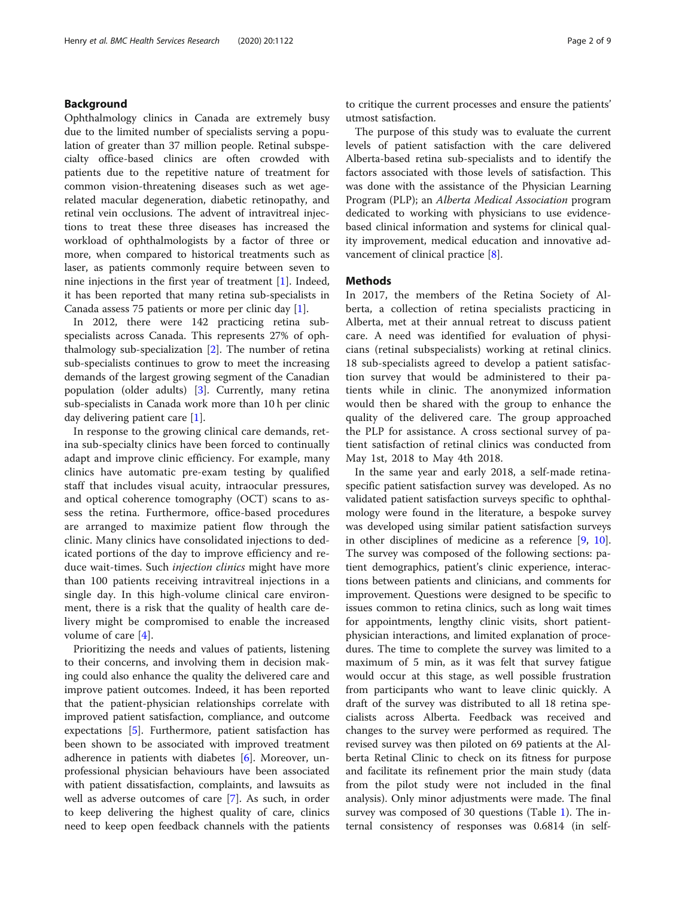## Background

Ophthalmology clinics in Canada are extremely busy due to the limited number of specialists serving a population of greater than 37 million people. Retinal subspecialty office-based clinics are often crowded with patients due to the repetitive nature of treatment for common vision-threatening diseases such as wet age-related macular degeneration, diabetic retinopathy, and retinal vein occlusions. The advent of intravitreal injections to treat these three diseases has increased the workload of ophthalmologists by a factor of three or more, when compared to historical treatments such as laser, as patients commonly require between seven to nine injections in the first year of treatment [1]. Indeed, it has been reported that many retina sub-specialists in Canada assess 75 patients or more per clinic day [1].

In 2012, there were 142 practicing retina sub-specialists across Canada. This represents 27% of ophthalmology sub-specialization [2]. The number of retina sub-specialists continues to grow to meet the increasing demands of the largest growing segment of the Canadian population (older adults) [3]. Currently, many retina sub-specialists in Canada work more than 10 h per clinic day delivering patient care [1].

In response to the growing clinical care demands, retina sub-specialty clinics have been forced to continually adapt and improve clinic efficiency. For example, many clinics have automatic pre-exam testing by qualified staff that includes visual acuity, intraocular pressures, and optical coherence tomography (OCT) scans to assess the retina. Furthermore, office-based procedures are arranged to maximize patient flow through the clinic. Many clinics have consolidated injections to dedicated portions of the day to improve efficiency and reduce wait-times. Such *injection clinics* might have more than 100 patients receiving intravitreal injections in a single day. In this high-volume clinical care environment, there is a risk that the quality of health care delivery might be compromised to enable the increased volume of care [4].

Prioritizing the needs and values of patients, listening to their concerns, and involving them in decision making could also enhance the quality the delivered care and improve patient outcomes. Indeed, it has been reported that the patient-physician relationships correlate with improved patient satisfaction, compliance, and outcome expectations [5]. Furthermore, patient satisfaction has been shown to be associated with improved treatment adherence in patients with diabetes [6]. Moreover, unprofessional physician behaviours have been associated with patient dissatisfaction, complaints, and lawsuits as well as adverse outcomes of care [7]. As such, in order to keep delivering the highest quality of care, clinics need to keep open feedback channels with the patients to critique the current processes and ensure the patients' utmost satisfaction.

The purpose of this study was to evaluate the current levels of patient satisfaction with the care delivered Alberta-based retina sub-specialists and to identify the factors associated with those levels of satisfaction. This was done with the assistance of the Physician Learning Program (PLP); an *Alberta Medical Association* program dedicated to working with physicians to use evidence-based clinical information and systems for clinical quality improvement, medical education and innovative advancement of clinical practice [8].

## Methods

In 2017, the members of the Retina Society of Alberta, a collection of retina specialists practicing in Alberta, met at their annual retreat to discuss patient care. A need was identified for evaluation of physicians (retinal subspecialists) working at retinal clinics. 18 sub-specialists agreed to develop a patient satisfaction survey that would be administered to their patients while in clinic. The anonymized information would then be shared with the group to enhance the quality of the delivered care. The group approached the PLP for assistance. A cross sectional survey of patient satisfaction of retinal clinics was conducted from May 1st, 2018 to May 4th 2018.

In the same year and early 2018, a self-made retina-specific patient satisfaction survey was developed. As no validated patient satisfaction surveys specific to ophthalmology were found in the literature, a bespoke survey was developed using similar patient satisfaction surveys in other disciplines of medicine as a reference [9, 10]. The survey was composed of the following sections: patient demographics, patient's clinic experience, interactions between patients and clinicians, and comments for improvement. Questions were designed to be specific to issues common to retina clinics, such as long wait times for appointments, lengthy clinic visits, short patient-physician interactions, and limited explanation of procedures. The time to complete the survey was limited to a maximum of 5 min, as it was felt that survey fatigue would occur at this stage, as well possible frustration from participants who want to leave clinic quickly. A draft of the survey was distributed to all 18 retina specialists across Alberta. Feedback was received and changes to the survey were performed as required. The revised survey was then piloted on 69 patients at the Alberta Retinal Clinic to check on its fitness for purpose and facilitate its refinement prior the main study (data from the pilot study were not included in the final analysis). Only minor adjustments were made. The final survey was composed of 30 questions (Table 1). The internal consistency of responses was 0.6814 (in self-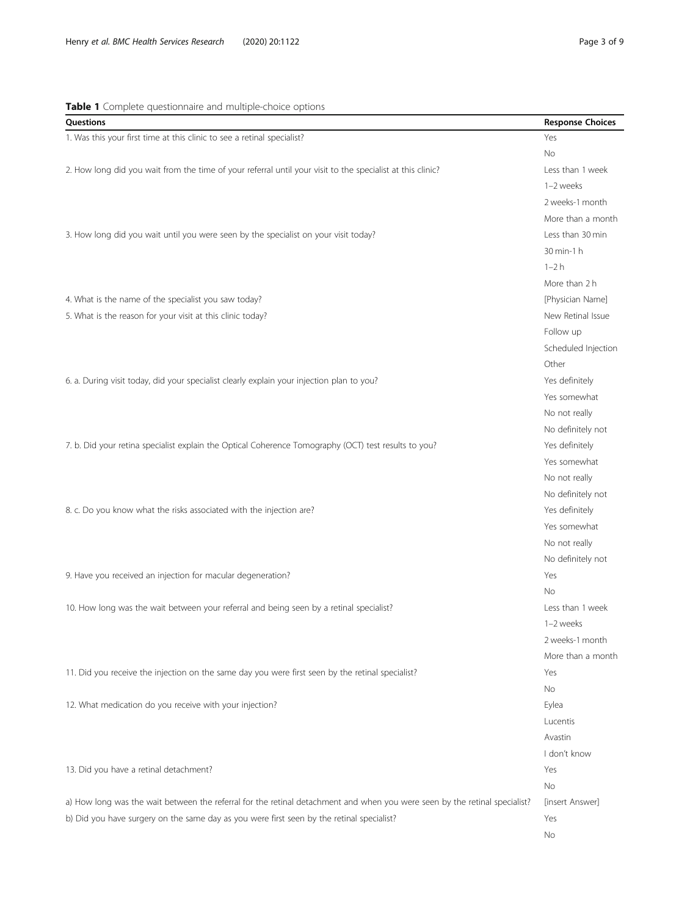**Table 1** Complete questionnaire and multiple-choice options

| Questions | Response Choices |
| --- | --- |
| 1. Was this your first time at this clinic to see a retinal specialist? | Yes |
| | No |
| 2. How long did you wait from the time of your referral until your visit to the specialist at this clinic? | Less than 1 week |
| | 1–2 weeks |
| | 2 weeks-1 month |
| | More than a month |
| 3. How long did you wait until you were seen by the specialist on your visit today? | Less than 30 min |
| | 30 min-1 h |
| | 1–2 h |
| | More than 2 h |
| 4. What is the name of the specialist you saw today? | [Physician Name] |
| 5. What is the reason for your visit at this clinic today? | New Retinal Issue |
| | Follow up |
| | Scheduled Injection |
| | Other |
| 6. a. During visit today, did your specialist clearly explain your injection plan to you? | Yes definitely |
| | Yes somewhat |
| | No not really |
| | No definitely not |
| 7. b. Did your retina specialist explain the Optical Coherence Tomography (OCT) test results to you? | Yes definitely |
| | Yes somewhat |
| | No not really |
| | No definitely not |
| 8. c. Do you know what the risks associated with the injection are? | Yes definitely |
| | Yes somewhat |
| | No not really |
| | No definitely not |
| 9. Have you received an injection for macular degeneration? | Yes |
| | No |
| 10. How long was the wait between your referral and being seen by a retinal specialist? | Less than 1 week |
| | 1–2 weeks |
| | 2 weeks-1 month |
| | More than a month |
| 11. Did you receive the injection on the same day you were first seen by the retinal specialist? | Yes |
| | No |
| 12. What medication do you receive with your injection? | Eylea |
| | Lucentis |
| | Avastin |
| | I don't know |
| 13. Did you have a retinal detachment? | Yes |
| | No |
| a) How long was the wait between the referral for the retinal detachment and when you were seen by the retinal specialist? | [insert Answer] |
| b) Did you have surgery on the same day as you were first seen by the retinal specialist? | Yes |
| | No |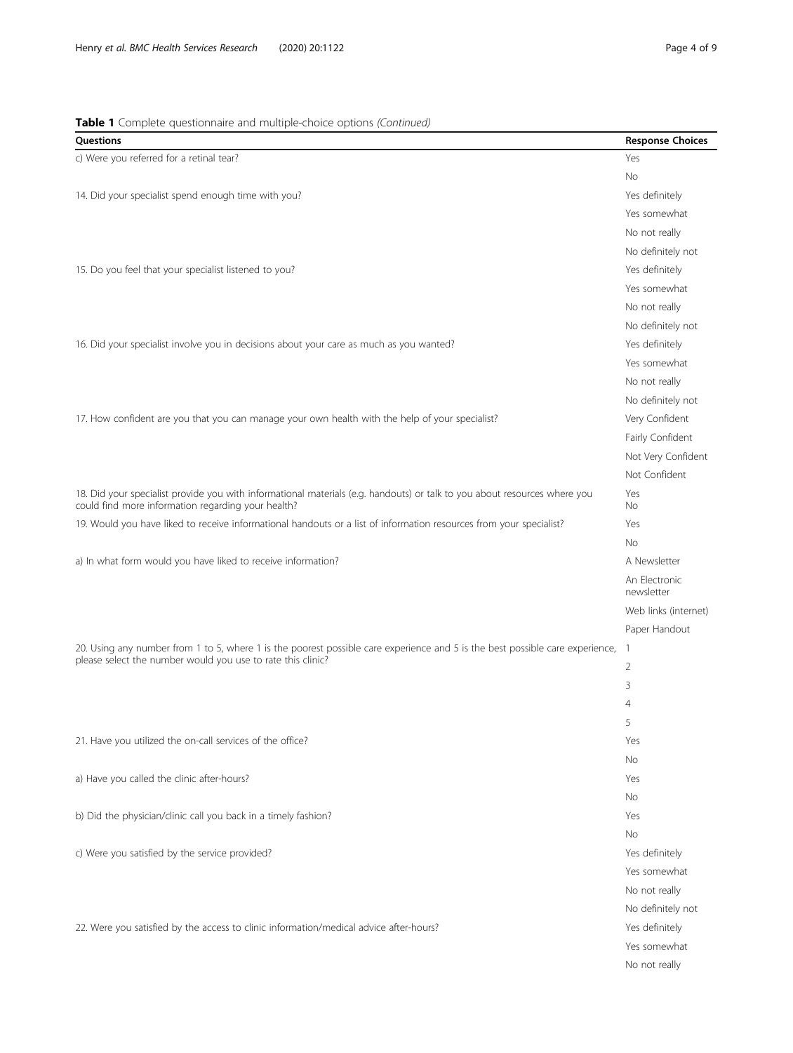**Table 1** Complete questionnaire and multiple-choice options *(Continued)*

| Questions | Response Choices |
| --- | --- |
| c) Were you referred for a retinal tear? | Yes |
| | No |
| 14. Did your specialist spend enough time with you? | Yes definitely |
| | Yes somewhat |
| | No not really |
| | No definitely not |
| 15. Do you feel that your specialist listened to you? | Yes definitely |
| | Yes somewhat |
| | No not really |
| | No definitely not |
| 16. Did your specialist involve you in decisions about your care as much as you wanted? | Yes definitely |
| | Yes somewhat |
| | No not really |
| | No definitely not |
| 17. How confident are you that you can manage your own health with the help of your specialist? | Very Confident |
| | Fairly Confident |
| | Not Very Confident |
| | Not Confident |
| 18. Did your specialist provide you with informational materials (e.g. handouts) or talk to you about resources where you could find more information regarding your health? | Yes |
| | No |
| 19. Would you have liked to receive informational handouts or a list of information resources from your specialist? | Yes |
| | No |
| a) In what form would you have liked to receive information? | A Newsletter |
| | An Electronic newsletter |
| | Web links (internet) |
| | Paper Handout |
| 20. Using any number from 1 to 5, where 1 is the poorest possible care experience and 5 is the best possible care experience, please select the number would you use to rate this clinic? | 1 |
| | 2 |
| | 3 |
| | 4 |
| | 5 |
| 21. Have you utilized the on-call services of the office? | Yes |
| | No |
| a) Have you called the clinic after-hours? | Yes |
| | No |
| b) Did the physician/clinic call you back in a timely fashion? | Yes |
| | No |
| c) Were you satisfied by the service provided? | Yes definitely |
| | Yes somewhat |
| | No not really |
| | No definitely not |
| 22. Were you satisfied by the access to clinic information/medical advice after-hours? | Yes definitely |
| | Yes somewhat |
| | No not really |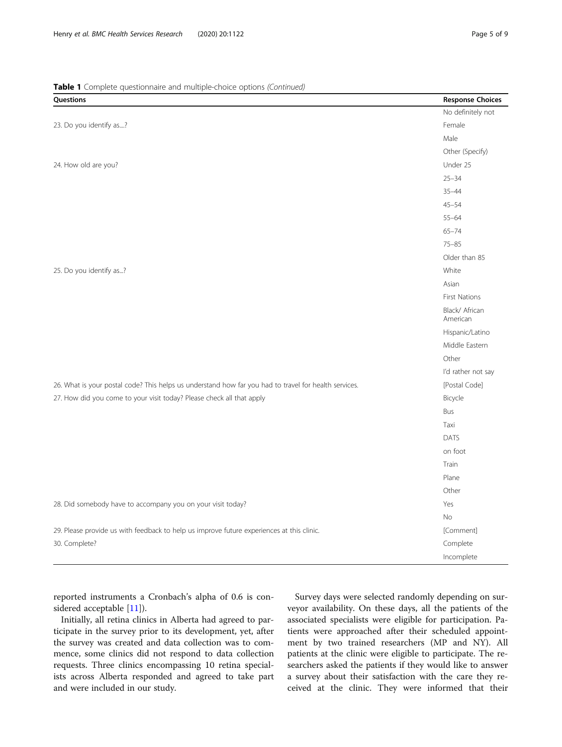**Table 1** Complete questionnaire and multiple-choice options *(Continued)*

| Questions | Response Choices |
| --- | --- |
| | No definitely not |
| 23. Do you identify as....? | Female |
| | Male |
| | Other (Specify) |
| 24. How old are you? | Under 25 |
| | 25–34 |
| | 35–44 |
| | 45–54 |
| | 55–64 |
| | 65–74 |
| | 75–85 |
| | Older than 85 |
| 25. Do you identify as...? | White |
| | Asian |
| | First Nations |
| | Black/ African American |
| | Hispanic/Latino |
| | Middle Eastern |
| | Other |
| | I'd rather not say |
| 26. What is your postal code? This helps us understand how far you had to travel for health services. | [Postal Code] |
| 27. How did you come to your visit today? Please check all that apply | Bicycle |
| | Bus |
| | Taxi |
| | DATS |
| | on foot |
| | Train |
| | Plane |
| | Other |
| 28. Did somebody have to accompany you on your visit today? | Yes |
| | No |
| 29. Please provide us with feedback to help us improve future experiences at this clinic. | [Comment] |
| 30. Complete? | Complete |
| | Incomplete |

reported instruments a Cronbach's alpha of 0.6 is considered acceptable [11]).

Initially, all retina clinics in Alberta had agreed to participate in the survey prior to its development, yet, after the survey was created and data collection was to commence, some clinics did not respond to data collection requests. Three clinics encompassing 10 retina specialists across Alberta responded and agreed to take part and were included in our study.

Survey days were selected randomly depending on surveyor availability. On these days, all the patients of the associated specialists were eligible for participation. Patients were approached after their scheduled appointment by two trained researchers (MP and NY). All patients at the clinic were eligible to participate. The researchers asked the patients if they would like to answer a survey about their satisfaction with the care they received at the clinic. They were informed that their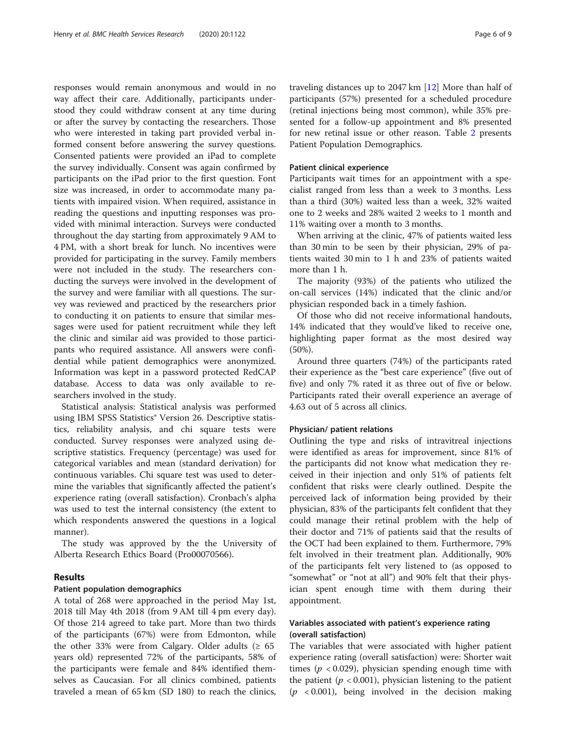responses would remain anonymous and would in no way affect their care. Additionally, participants understood they could withdraw consent at any time during or after the survey by contacting the researchers. Those who were interested in taking part provided verbal informed consent before answering the survey questions. Consented patients were provided an iPad to complete the survey individually. Consent was again confirmed by participants on the iPad prior to the first question. Font size was increased, in order to accommodate many patients with impaired vision. When required, assistance in reading the questions and inputting responses was provided with minimal interaction. Surveys were conducted throughout the day starting from approximately 9 AM to 4 PM, with a short break for lunch. No incentives were provided for participating in the survey. Family members were not included in the study. The researchers conducting the surveys were involved in the development of the survey and were familiar with all questions. The survey was reviewed and practiced by the researchers prior to conducting it on patients to ensure that similar messages were used for patient recruitment while they left the clinic and similar aid was provided to those participants who required assistance. All answers were confidential while patient demographics were anonymized. Information was kept in a password protected RedCAP database. Access to data was only available to researchers involved in the study.

Statistical analysis: Statistical analysis was performed using IBM SPSS Statistics® Version 26. Descriptive statistics, reliability analysis, and chi square tests were conducted. Survey responses were analyzed using descriptive statistics. Frequency (percentage) was used for categorical variables and mean (standard derivation) for continuous variables. Chi square test was used to determine the variables that significantly affected the patient's experience rating (overall satisfaction). Cronbach's alpha was used to test the internal consistency (the extent to which respondents answered the questions in a logical manner).

The study was approved by the the University of Alberta Research Ethics Board (Pro00070566).

## Results

### Patient population demographics

A total of 268 were approached in the period May 1st, 2018 till May 4th 2018 (from 9 AM till 4 pm every day). Of those 214 agreed to take part. More than two thirds of the participants (67%) were from Edmonton, while the other 33% were from Calgary. Older adults ($\geq$ 65 years old) represented 72% of the participants, 58% of the participants were female and 84% identified themselves as Caucasian. For all clinics combined, patients traveled a mean of 65 km (SD 180) to reach the clinics, traveling distances up to 2047 km [12] More than half of participants (57%) presented for a scheduled procedure (retinal injections being most common), while 35% presented for a follow-up appointment and 8% presented for new retinal issue or other reason. Table 2 presents Patient Population Demographics.

### Patient clinical experience

Participants wait times for an appointment with a specialist ranged from less than a week to 3 months. Less than a third (30%) waited less than a week, 32% waited one to 2 weeks and 28% waited 2 weeks to 1 month and 11% waiting over a month to 3 months.

When arriving at the clinic, 47% of patients waited less than 30 min to be seen by their physician, 29% of patients waited 30 min to 1 h and 23% of patients waited more than 1 h.

The majority (93%) of the patients who utilized the on-call services (14%) indicated that the clinic and/or physician responded back in a timely fashion.

Of those who did not receive informational handouts, 14% indicated that they would've liked to receive one, highlighting paper format as the most desired way (50%).

Around three quarters (74%) of the participants rated their experience as the "best care experience" (five out of five) and only 7% rated it as three out of five or below. Participants rated their overall experience an average of 4.63 out of 5 across all clinics.

### Physician/ patient relations

Outlining the type and risks of intravitreal injections were identified as areas for improvement, since 81% of the participants did not know what medication they received in their injection and only 51% of patients felt confident that risks were clearly outlined. Despite the perceived lack of information being provided by their physician, 83% of the participants felt confident that they could manage their retinal problem with the help of their doctor and 71% of patients said that the results of the OCT had been explained to them. Furthermore, 79% felt involved in their treatment plan. Additionally, 90% of the participants felt very listened to (as opposed to "somewhat" or "not at all") and 90% felt that their physician spent enough time with them during their appointment.

### Variables associated with patient's experience rating (overall satisfaction)

The variables that were associated with higher patient experience rating (overall satisfaction) were: Shorter wait times ($p < 0.029$), physician spending enough time with the patient ($p < 0.001$), physician listening to the patient ($p < 0.001$), being involved in the decision making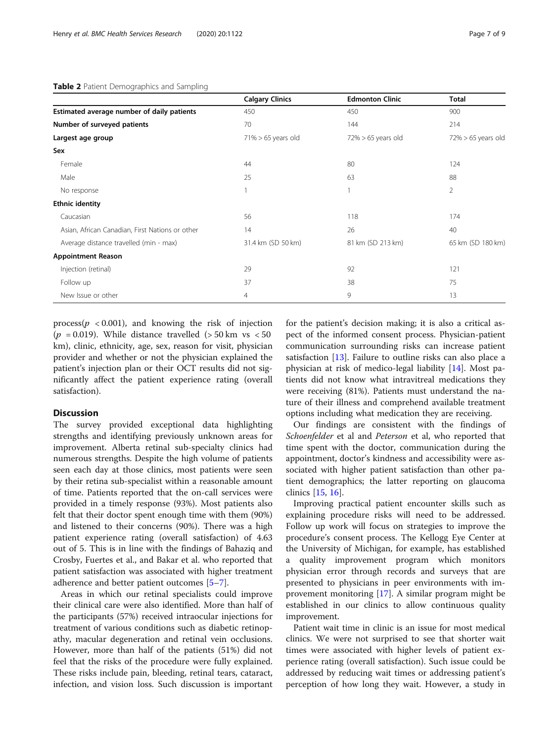**Table 2** Patient Demographics and Sampling

| | Calgary Clinics | Edmonton Clinic | Total |
|---|---|---|---|
| **Estimated average number of daily patients** | 450 | 450 | 900 |
| **Number of surveyed patients** | 70 | 144 | 214 |
| **Largest age group** | 71% > 65 years old | 72% > 65 years old | 72% > 65 years old |
| **Sex** | | | |
| Female | 44 | 80 | 124 |
| Male | 25 | 63 | 88 |
| No response | 1 | 1 | 2 |
| **Ethnic identity** | | | |
| Caucasian | 56 | 118 | 174 |
| Asian, African Canadian, First Nations or other | 14 | 26 | 40 |
| Average distance travelled (min - max) | 31.4 km (SD 50 km) | 81 km (SD 213 km) | 65 km (SD 180 km) |
| **Appointment Reason** | | | |
| Injection (retinal) | 29 | 92 | 121 |
| Follow up | 37 | 38 | 75 |
| New Issue or other | 4 | 9 | 13 |

process($p < 0.001$), and knowing the risk of injection ($p = 0.019$). While distance travelled (> 50 km vs < 50 km), clinic, ethnicity, age, sex, reason for visit, physician provider and whether or not the physician explained the patient's injection plan or their OCT results did not significantly affect the patient experience rating (overall satisfaction).

## Discussion

The survey provided exceptional data highlighting strengths and identifying previously unknown areas for improvement. Alberta retinal sub-specialty clinics had numerous strengths. Despite the high volume of patients seen each day at those clinics, most patients were seen by their retina sub-specialist within a reasonable amount of time. Patients reported that the on-call services were provided in a timely response (93%). Most patients also felt that their doctor spent enough time with them (90%) and listened to their concerns (90%). There was a high patient experience rating (overall satisfaction) of 4.63 out of 5. This is in line with the findings of Bahaziq and Crosby, Fuertes et al., and Bakar et al. who reported that patient satisfaction was associated with higher treatment adherence and better patient outcomes [5–7].

Areas in which our retinal specialists could improve their clinical care were also identified. More than half of the participants (57%) received intraocular injections for treatment of various conditions such as diabetic retinopathy, macular degeneration and retinal vein occlusions. However, more than half of the patients (51%) did not feel that the risks of the procedure were fully explained. These risks include pain, bleeding, retinal tears, cataract, infection, and vision loss. Such discussion is important for the patient's decision making; it is also a critical aspect of the informed consent process. Physician-patient communication surrounding risks can increase patient satisfaction [13]. Failure to outline risks can also place a physician at risk of medico-legal liability [14]. Most patients did not know what intravitreal medications they were receiving (81%). Patients must understand the nature of their illness and comprehend available treatment options including what medication they are receiving.

Our findings are consistent with the findings of *Schoenfelder* et al and *Peterson* et al, who reported that time spent with the doctor, communication during the appointment, doctor's kindness and accessibility were associated with higher patient satisfaction than other patient demographics; the latter reporting on glaucoma clinics [15, 16].

Improving practical patient encounter skills such as explaining procedure risks will need to be addressed. Follow up work will focus on strategies to improve the procedure's consent process. The Kellogg Eye Center at the University of Michigan, for example, has established a quality improvement program which monitors physician error through records and surveys that are presented to physicians in peer environments with improvement monitoring [17]. A similar program might be established in our clinics to allow continuous quality improvement.

Patient wait time in clinic is an issue for most medical clinics. We were not surprised to see that shorter wait times were associated with higher levels of patient experience rating (overall satisfaction). Such issue could be addressed by reducing wait times or addressing patient's perception of how long they wait. However, a study in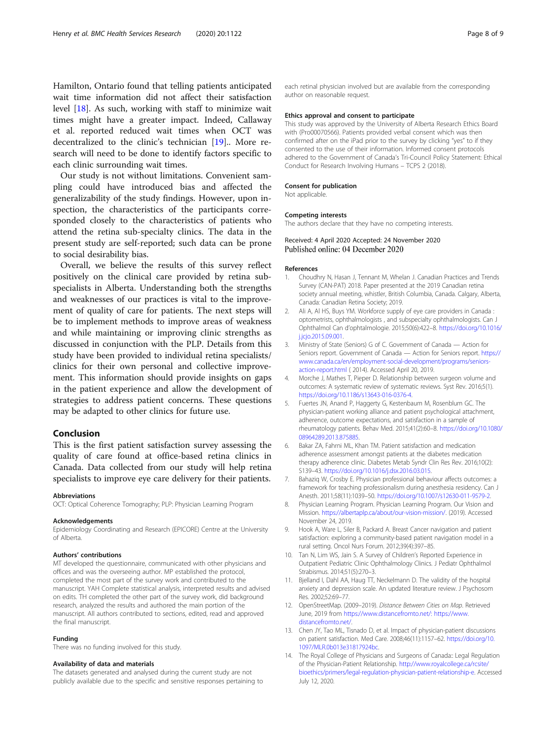Hamilton, Ontario found that telling patients anticipated wait time information did not affect their satisfaction level [18]. As such, working with staff to minimize wait times might have a greater impact. Indeed, Callaway et al. reported reduced wait times when OCT was decentralized to the clinic's technician [19].. More research will need to be done to identify factors specific to each clinic surrounding wait times.

Our study is not without limitations. Convenient sampling could have introduced bias and affected the generalizability of the study findings. However, upon inspection, the characteristics of the participants corresponded closely to the characteristics of patients who attend the retina sub-specialty clinics. The data in the present study are self-reported; such data can be prone to social desirability bias.

Overall, we believe the results of this survey reflect positively on the clinical care provided by retina subspecialists in Alberta. Understanding both the strengths and weaknesses of our practices is vital to the improvement of quality of care for patients. The next steps will be to implement methods to improve areas of weakness and while maintaining or improving clinic strengths as discussed in conjunction with the PLP. Details from this study have been provided to individual retina specialists/ clinics for their own personal and collective improvement. This information should provide insights on gaps in the patient experience and allow the development of strategies to address patient concerns. These questions may be adapted to other clinics for future use.

## Conclusion

This is the first patient satisfaction survey assessing the quality of care found at office-based retina clinics in Canada. Data collected from our study will help retina specialists to improve eye care delivery for their patients.

### Abbreviations

OCT: Optical Coherence Tomography; PLP: Physician Learning Program

### Acknowledgements

Epidemiology Coordinating and Research (EPICORE) Centre at the University of Alberta.

### Authors' contributions

MT developed the questionnaire, communicated with other physicians and offices and was the overseeing author. MP established the protocol, completed the most part of the survey work and contributed to the manuscript. YAH Complete statistical analysis, interpreted results and advised on edits. TH completed the other part of the survey work, did background research, analyzed the results and authored the main portion of the manuscript. All authors contributed to sections, edited, read and approved the final manuscript.

### Funding

There was no funding involved for this study.

### Availability of data and materials

The datasets generated and analysed during the current study are not publicly available due to the specific and sensitive responses pertaining to each retinal physician involved but are available from the corresponding author on reasonable request.

### Ethics approval and consent to participate

This study was approved by the University of Alberta Research Ethics Board with (Pro00070566). Patients provided verbal consent which was then confirmed after on the iPad prior to the survey by clicking "yes" to if they consented to the use of their information. Informed consent protocols adhered to the Government of Canada's Tri-Council Policy Statement: Ethical Conduct for Research Involving Humans – TCPS 2 (2018).

### Consent for publication

Not applicable.

### Competing interests

The authors declare that they have no competing interests.

Received: 4 April 2020 Accepted: 24 November 2020
Published online: 04 December 2020

### References

1. Choudhry N, Hasan J, Tennant M, Whelan J. Canadian Practices and Trends Survey (CAN-PAT) 2018. Paper presented at the 2019 Canadian retina society annual meeting, whistler, British Columbia, Canada. Calgary, Alberta, Canada: Canadian Retina Society; 2019.
2. Ali A, Al HS, Buys YM. Workforce supply of eye care providers in Canada : optometrists, ophthalmologists , and subspecialty ophthalmologists. Can J Ophthalmol Can d'ophtalmologie. 2015;50(6):422–8. https://doi.org/10.1016/j.jcjo.2015.09.001.
3. Ministry of State (Seniors) G of C. Government of Canada — Action for Seniors report. Government of Canada — Action for Seniors report. https://www.canada.ca/en/employment-social-development/programs/seniors-action-report.html ( 2014). Accessed April 20, 2019.
4. Morche J, Mathes T, Pieper D. Relationship between surgeon volume and outcomes: A systematic review of systematic reviews. Syst Rev. 2016;5(1). https://doi.org/10.1186/s13643-016-0376-4.
5. Fuertes JN, Anand P, Haggerty G, Kestenbaum M, Rosenblum GC. The physician-patient working alliance and patient psychological attachment, adherence, outcome expectations, and satisfaction in a sample of rheumatology patients. Behav Med. 2015;41(2):60–8. https://doi.org/10.1080/08964289.2013.875885.
6. Bakar ZA, Fahrni ML, Khan TM. Patient satisfaction and medication adherence assessment amongst patients at the diabetes medication therapy adherence clinic. Diabetes Metab Syndr Clin Res Rev. 2016;10(2): S139–43. https://doi.org/10.1016/j.dsx.2016.03.015.
7. Bahaziq W, Crosby E. Physician professional behaviour affects outcomes: a framework for teaching professionalism during anesthesia residency. Can J Anesth. 2011;58(11):1039–50. https://doi.org/10.1007/s12630-011-9579-2.
8. Physician Learning Program. Physician Learning Program. Our Vision and Mission. https://albertaplp.ca/about/our-vision-mission/. (2019). Accessed November 24, 2019.
9. Hook A, Ware L, Siler B, Packard A. Breast Cancer navigation and patient satisfaction: exploring a community-based patient navigation model in a rural setting. Oncol Nurs Forum. 2012;39(4):397–85.
10. Tan N, Lim WS, Jain S. A Survey of Children's Reported Experience in Outpatient Pediatric Clinic Ophthalmology Clinics. J Pediatr Ophthalmol Strabismus. 2014;51(5):270–3.
11. Bjelland I, Dahl AA, Haug TT, Neckelmann D. The validity of the hospital anxiety and depression scale. An updated literature review. J Psychosom Res. 2002;52:69–77.
12. OpenStreetMap. (2009–2019). *Distance Between Cities on Map*. Retrieved June, 2019 from https://www.distancefromto.net/: https://www.distancefromto.net/.
13. Chen JY, Tao ML, Tisnado D, et al. Impact of physician-patient discussions on patient satisfaction. Med Care. 2008;46(11):1157–62. https://doi.org/10.1097/MLR.0b013e31817924bc.
14. The Royal College of Physicians and Surgeons of Canada:: Legal Regulation of the Physician-Patient Relationship. http://www.royalcollege.ca/rcsite/bioethics/primers/legal-regulation-physician-patient-relationship-e. Accessed July 12, 2020.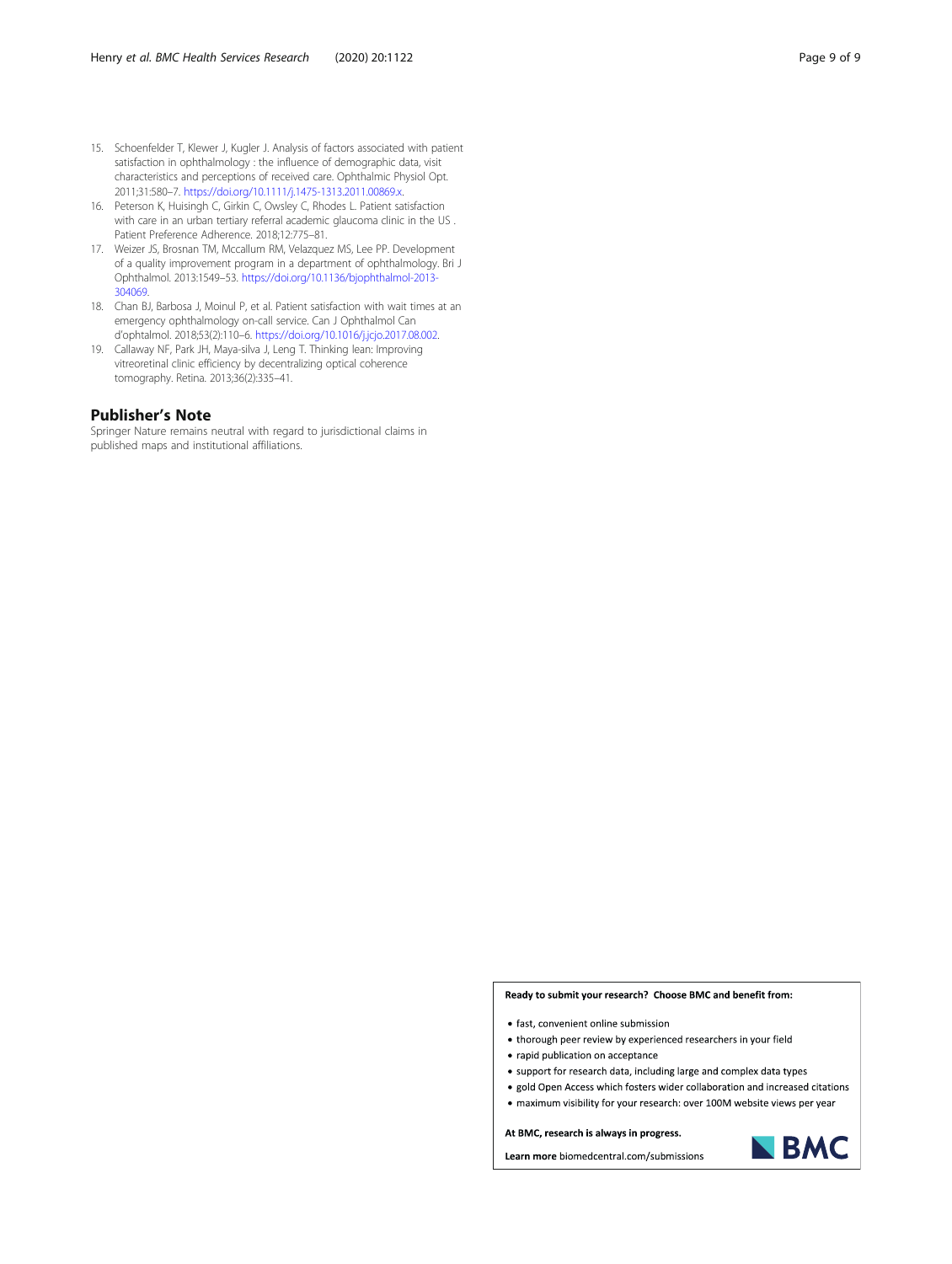15. Schoenfelder T, Klewer J, Kugler J. Analysis of factors associated with patient satisfaction in ophthalmology : the influence of demographic data, visit characteristics and perceptions of received care. Ophthalmic Physiol Opt. 2011;31:580–7. https://doi.org/10.1111/j.1475-1313.2011.00869.x.
16. Peterson K, Huisingh C, Girkin C, Owsley C, Rhodes L. Patient satisfaction with care in an urban tertiary referral academic glaucoma clinic in the US . Patient Preference Adherence. 2018;12:775–81.
17. Weizer JS, Brosnan TM, Mccallum RM, Velazquez MS, Lee PP. Development of a quality improvement program in a department of ophthalmology. Bri J Ophthalmol. 2013:1549–53. https://doi.org/10.1136/bjophthalmol-2013-304069.
18. Chan BJ, Barbosa J, Moinul P, et al. Patient satisfaction with wait times at an emergency ophthalmology on-call service. Can J Ophthalmol Can d'ophtalmol. 2018;53(2):110–6. https://doi.org/10.1016/j.jcjo.2017.08.002.
19. Callaway NF, Park JH, Maya-silva J, Leng T. Thinking lean: Improving vitreoretinal clinic efficiency by decentralizing optical coherence tomography. Retina. 2013;36(2):335–41.

## Publisher's Note

Springer Nature remains neutral with regard to jurisdictional claims in published maps and institutional affiliations.

**Ready to submit your research? Choose BMC and benefit from:**

- fast, convenient online submission
- thorough peer review by experienced researchers in your field
- rapid publication on acceptance
- support for research data, including large and complex data types
- gold Open Access which fosters wider collaboration and increased citations
- maximum visibility for your research: over 100M website views per year

**At BMC, research is always in progress.**

**Learn more** biomedcentral.com/submissions

BMC